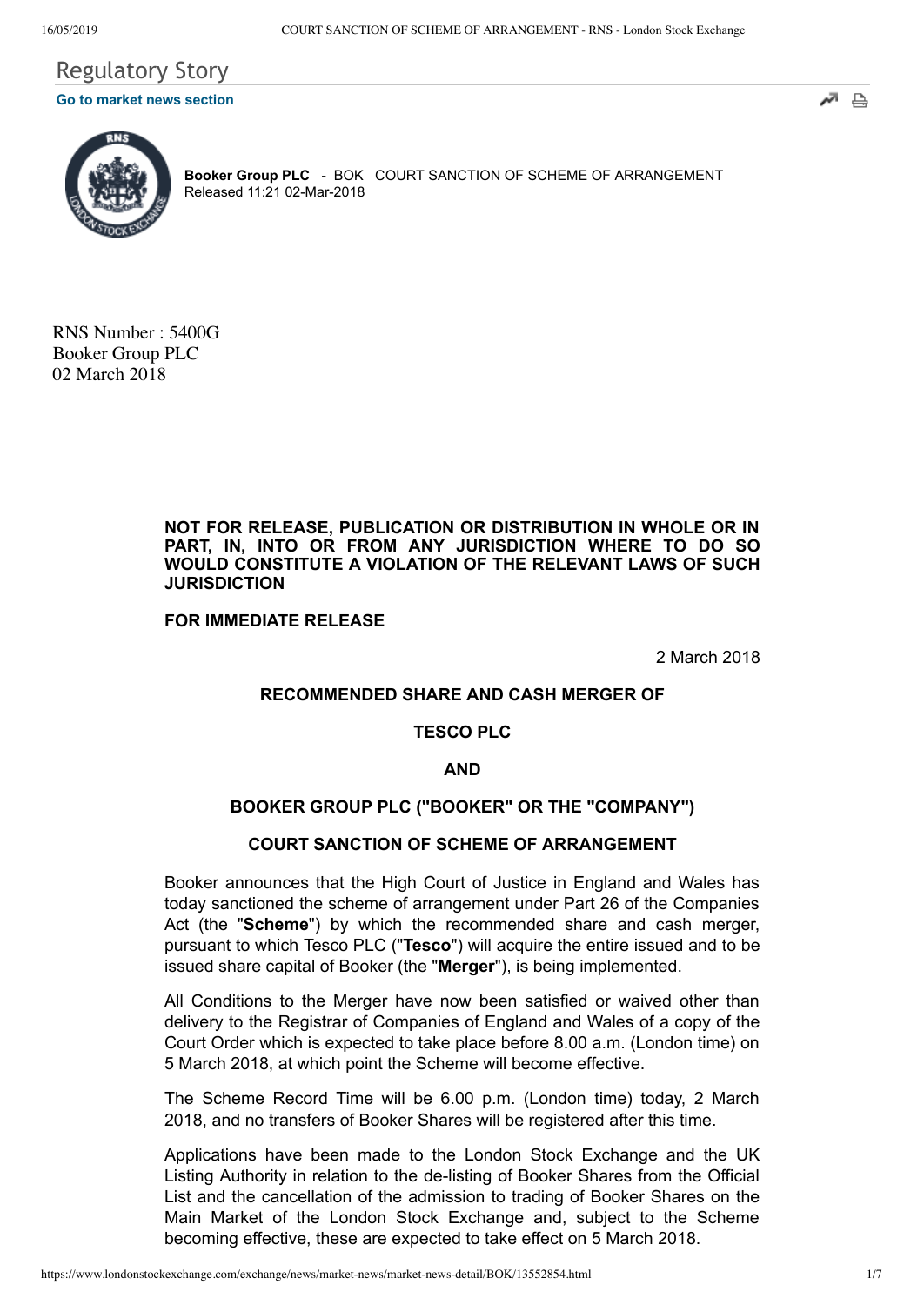# Regulatory Story

**Go to market news section**

**Booker Group PLC** - BOK COURT SANCTION OF SCHEME OF ARRANGEMENT
Released 11:21 02-Mar-2018

RNS Number : 5400G
Booker Group PLC
02 March 2018

**NOT FOR RELEASE, PUBLICATION OR DISTRIBUTION IN WHOLE OR IN PART, IN, INTO OR FROM ANY JURISDICTION WHERE TO DO SO WOULD CONSTITUTE A VIOLATION OF THE RELEVANT LAWS OF SUCH JURISDICTION**

**FOR IMMEDIATE RELEASE**

2 March 2018

**RECOMMENDED SHARE AND CASH MERGER OF**

**TESCO PLC**

**AND**

**BOOKER GROUP PLC ("BOOKER" OR THE "COMPANY")**

**COURT SANCTION OF SCHEME OF ARRANGEMENT**

Booker announces that the High Court of Justice in England and Wales has today sanctioned the scheme of arrangement under Part 26 of the Companies Act (the "**Scheme**") by which the recommended share and cash merger, pursuant to which Tesco PLC ("**Tesco**") will acquire the entire issued and to be issued share capital of Booker (the "**Merger**"), is being implemented.

All Conditions to the Merger have now been satisfied or waived other than delivery to the Registrar of Companies of England and Wales of a copy of the Court Order which is expected to take place before 8.00 a.m. (London time) on 5 March 2018, at which point the Scheme will become effective.

The Scheme Record Time will be 6.00 p.m. (London time) today, 2 March 2018, and no transfers of Booker Shares will be registered after this time.

Applications have been made to the London Stock Exchange and the UK Listing Authority in relation to the de-listing of Booker Shares from the Official List and the cancellation of the admission to trading of Booker Shares on the Main Market of the London Stock Exchange and, subject to the Scheme becoming effective, these are expected to take effect on 5 March 2018.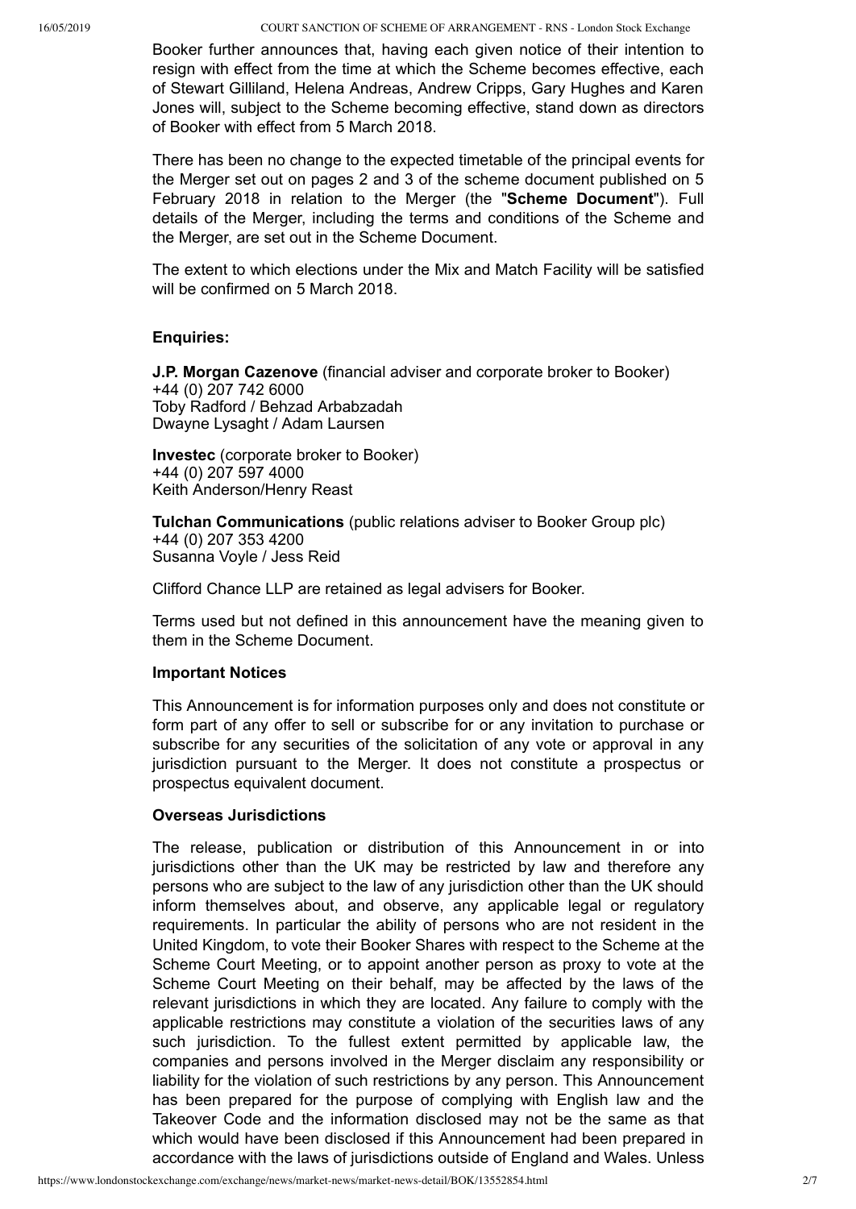Booker further announces that, having each given notice of their intention to resign with effect from the time at which the Scheme becomes effective, each of Stewart Gilliland, Helena Andreas, Andrew Cripps, Gary Hughes and Karen Jones will, subject to the Scheme becoming effective, stand down as directors of Booker with effect from 5 March 2018.

There has been no change to the expected timetable of the principal events for the Merger set out on pages 2 and 3 of the scheme document published on 5 February 2018 in relation to the Merger (the "**Scheme Document**"). Full details of the Merger, including the terms and conditions of the Scheme and the Merger, are set out in the Scheme Document.

The extent to which elections under the Mix and Match Facility will be satisfied will be confirmed on 5 March 2018.

**Enquiries:**

**J.P. Morgan Cazenove** (financial adviser and corporate broker to Booker)
+44 (0) 207 742 6000
Toby Radford / Behzad Arbabzadah
Dwayne Lysaght / Adam Laursen

**Investec** (corporate broker to Booker)
+44 (0) 207 597 4000
Keith Anderson/Henry Reast

**Tulchan Communications** (public relations adviser to Booker Group plc)
+44 (0) 207 353 4200
Susanna Voyle / Jess Reid

Clifford Chance LLP are retained as legal advisers for Booker.

Terms used but not defined in this announcement have the meaning given to them in the Scheme Document.

**Important Notices**

This Announcement is for information purposes only and does not constitute or form part of any offer to sell or subscribe for or any invitation to purchase or subscribe for any securities of the solicitation of any vote or approval in any jurisdiction pursuant to the Merger. It does not constitute a prospectus or prospectus equivalent document.

**Overseas Jurisdictions**

The release, publication or distribution of this Announcement in or into jurisdictions other than the UK may be restricted by law and therefore any persons who are subject to the law of any jurisdiction other than the UK should inform themselves about, and observe, any applicable legal or regulatory requirements. In particular the ability of persons who are not resident in the United Kingdom, to vote their Booker Shares with respect to the Scheme at the Scheme Court Meeting, or to appoint another person as proxy to vote at the Scheme Court Meeting on their behalf, may be affected by the laws of the relevant jurisdictions in which they are located. Any failure to comply with the applicable restrictions may constitute a violation of the securities laws of any such jurisdiction. To the fullest extent permitted by applicable law, the companies and persons involved in the Merger disclaim any responsibility or liability for the violation of such restrictions by any person. This Announcement has been prepared for the purpose of complying with English law and the Takeover Code and the information disclosed may not be the same as that which would have been disclosed if this Announcement had been prepared in accordance with the laws of jurisdictions outside of England and Wales. Unless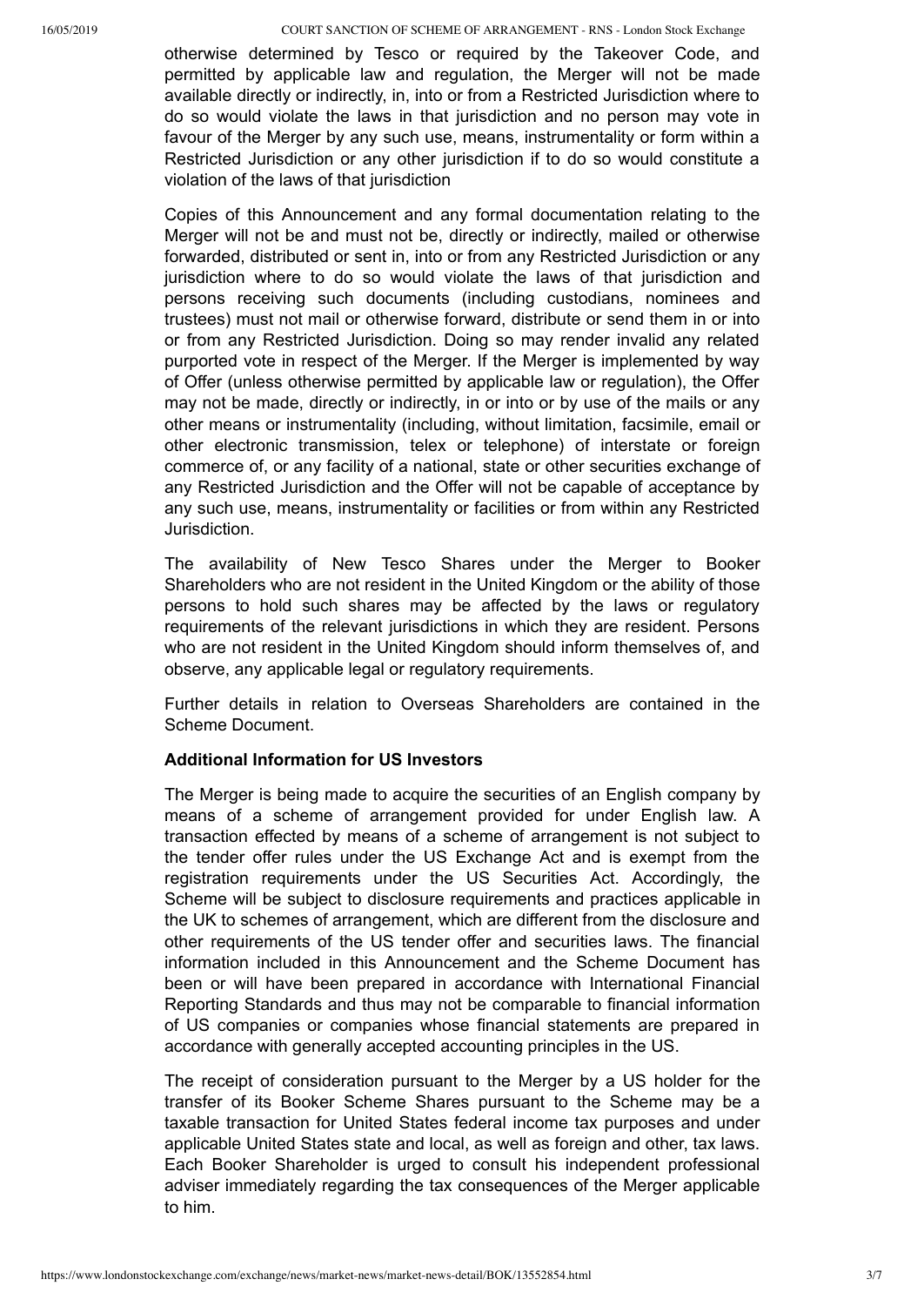otherwise determined by Tesco or required by the Takeover Code, and permitted by applicable law and regulation, the Merger will not be made available directly or indirectly, in, into or from a Restricted Jurisdiction where to do so would violate the laws in that jurisdiction and no person may vote in favour of the Merger by any such use, means, instrumentality or form within a Restricted Jurisdiction or any other jurisdiction if to do so would constitute a violation of the laws of that jurisdiction

Copies of this Announcement and any formal documentation relating to the Merger will not be and must not be, directly or indirectly, mailed or otherwise forwarded, distributed or sent in, into or from any Restricted Jurisdiction or any jurisdiction where to do so would violate the laws of that jurisdiction and persons receiving such documents (including custodians, nominees and trustees) must not mail or otherwise forward, distribute or send them in or into or from any Restricted Jurisdiction. Doing so may render invalid any related purported vote in respect of the Merger. If the Merger is implemented by way of Offer (unless otherwise permitted by applicable law or regulation), the Offer may not be made, directly or indirectly, in or into or by use of the mails or any other means or instrumentality (including, without limitation, facsimile, email or other electronic transmission, telex or telephone) of interstate or foreign commerce of, or any facility of a national, state or other securities exchange of any Restricted Jurisdiction and the Offer will not be capable of acceptance by any such use, means, instrumentality or facilities or from within any Restricted Jurisdiction.

The availability of New Tesco Shares under the Merger to Booker Shareholders who are not resident in the United Kingdom or the ability of those persons to hold such shares may be affected by the laws or regulatory requirements of the relevant jurisdictions in which they are resident. Persons who are not resident in the United Kingdom should inform themselves of, and observe, any applicable legal or regulatory requirements.

Further details in relation to Overseas Shareholders are contained in the Scheme Document.

**Additional Information for US Investors**

The Merger is being made to acquire the securities of an English company by means of a scheme of arrangement provided for under English law. A transaction effected by means of a scheme of arrangement is not subject to the tender offer rules under the US Exchange Act and is exempt from the registration requirements under the US Securities Act. Accordingly, the Scheme will be subject to disclosure requirements and practices applicable in the UK to schemes of arrangement, which are different from the disclosure and other requirements of the US tender offer and securities laws. The financial information included in this Announcement and the Scheme Document has been or will have been prepared in accordance with International Financial Reporting Standards and thus may not be comparable to financial information of US companies or companies whose financial statements are prepared in accordance with generally accepted accounting principles in the US.

The receipt of consideration pursuant to the Merger by a US holder for the transfer of its Booker Scheme Shares pursuant to the Scheme may be a taxable transaction for United States federal income tax purposes and under applicable United States state and local, as well as foreign and other, tax laws. Each Booker Shareholder is urged to consult his independent professional adviser immediately regarding the tax consequences of the Merger applicable to him.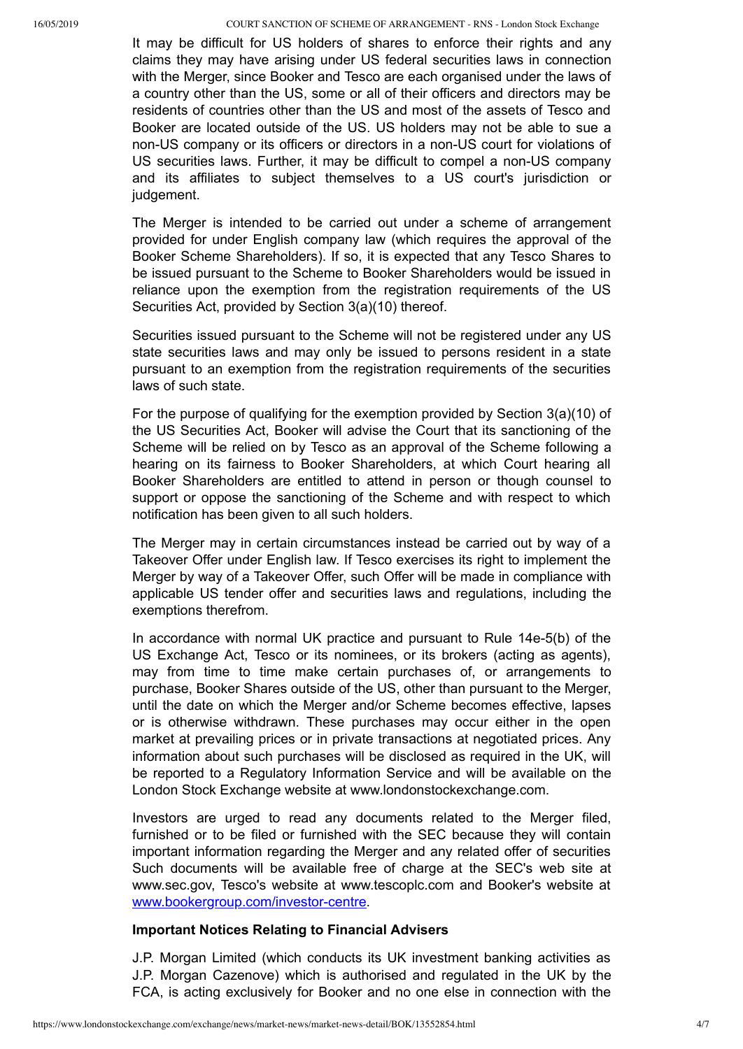It may be difficult for US holders of shares to enforce their rights and any claims they may have arising under US federal securities laws in connection with the Merger, since Booker and Tesco are each organised under the laws of a country other than the US, some or all of their officers and directors may be residents of countries other than the US and most of the assets of Tesco and Booker are located outside of the US. US holders may not be able to sue a non-US company or its officers or directors in a non-US court for violations of US securities laws. Further, it may be difficult to compel a non-US company and its affiliates to subject themselves to a US court's jurisdiction or judgement.

The Merger is intended to be carried out under a scheme of arrangement provided for under English company law (which requires the approval of the Booker Scheme Shareholders). If so, it is expected that any Tesco Shares to be issued pursuant to the Scheme to Booker Shareholders would be issued in reliance upon the exemption from the registration requirements of the US Securities Act, provided by Section 3(a)(10) thereof.

Securities issued pursuant to the Scheme will not be registered under any US state securities laws and may only be issued to persons resident in a state pursuant to an exemption from the registration requirements of the securities laws of such state.

For the purpose of qualifying for the exemption provided by Section 3(a)(10) of the US Securities Act, Booker will advise the Court that its sanctioning of the Scheme will be relied on by Tesco as an approval of the Scheme following a hearing on its fairness to Booker Shareholders, at which Court hearing all Booker Shareholders are entitled to attend in person or though counsel to support or oppose the sanctioning of the Scheme and with respect to which notification has been given to all such holders.

The Merger may in certain circumstances instead be carried out by way of a Takeover Offer under English law. If Tesco exercises its right to implement the Merger by way of a Takeover Offer, such Offer will be made in compliance with applicable US tender offer and securities laws and regulations, including the exemptions therefrom.

In accordance with normal UK practice and pursuant to Rule 14e-5(b) of the US Exchange Act, Tesco or its nominees, or its brokers (acting as agents), may from time to time make certain purchases of, or arrangements to purchase, Booker Shares outside of the US, other than pursuant to the Merger, until the date on which the Merger and/or Scheme becomes effective, lapses or is otherwise withdrawn. These purchases may occur either in the open market at prevailing prices or in private transactions at negotiated prices. Any information about such purchases will be disclosed as required in the UK, will be reported to a Regulatory Information Service and will be available on the London Stock Exchange website at www.londonstockexchange.com.

Investors are urged to read any documents related to the Merger filed, furnished or to be filed or furnished with the SEC because they will contain important information regarding the Merger and any related offer of securities Such documents will be available free of charge at the SEC's web site at www.sec.gov, Tesco's website at www.tescoplc.com and Booker's website at www.bookergroup.com/investor-centre.

**Important Notices Relating to Financial Advisers**

J.P. Morgan Limited (which conducts its UK investment banking activities as J.P. Morgan Cazenove) which is authorised and regulated in the UK by the FCA, is acting exclusively for Booker and no one else in connection with the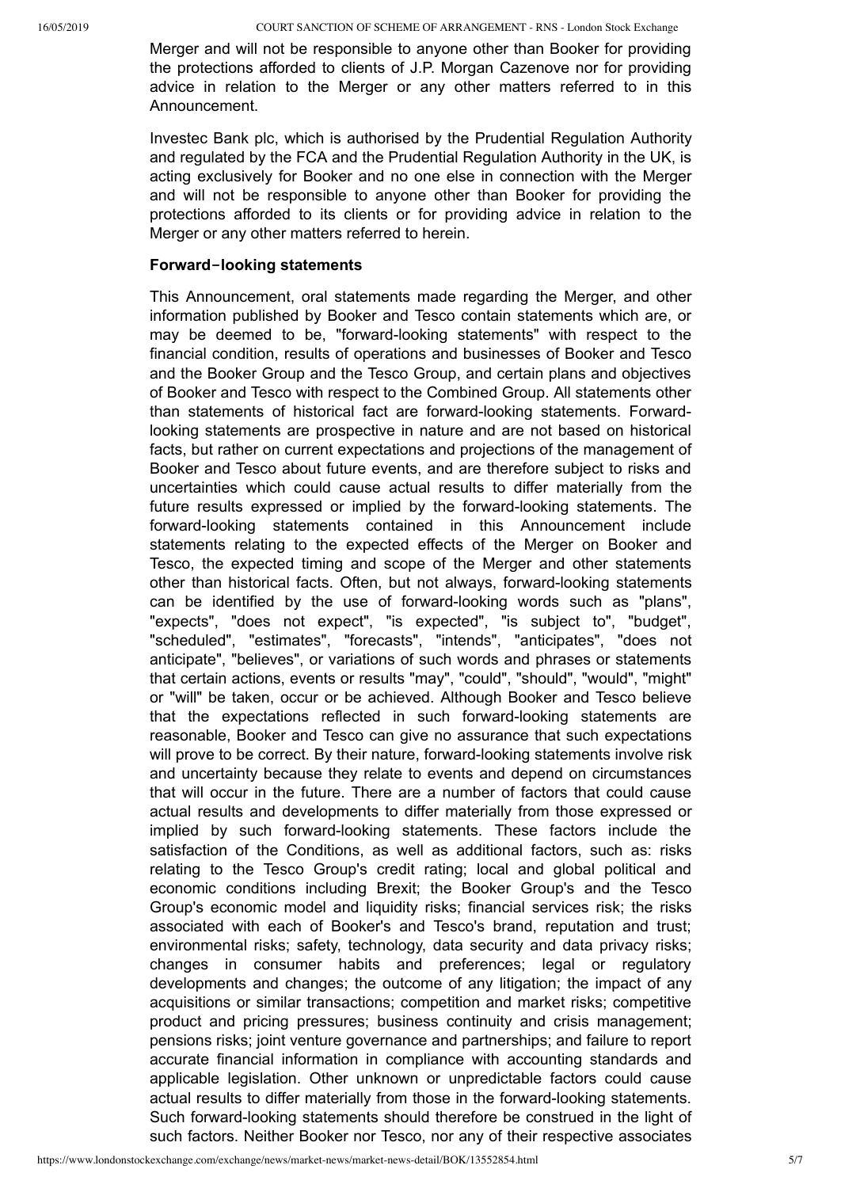Merger and will not be responsible to anyone other than Booker for providing the protections afforded to clients of J.P. Morgan Cazenove nor for providing advice in relation to the Merger or any other matters referred to in this Announcement.

Investec Bank plc, which is authorised by the Prudential Regulation Authority and regulated by the FCA and the Prudential Regulation Authority in the UK, is acting exclusively for Booker and no one else in connection with the Merger and will not be responsible to anyone other than Booker for providing the protections afforded to its clients or for providing advice in relation to the Merger or any other matters referred to herein.

**Forward‑looking statements**

This Announcement, oral statements made regarding the Merger, and other information published by Booker and Tesco contain statements which are, or may be deemed to be, "forward-looking statements" with respect to the financial condition, results of operations and businesses of Booker and Tesco and the Booker Group and the Tesco Group, and certain plans and objectives of Booker and Tesco with respect to the Combined Group. All statements other than statements of historical fact are forward-looking statements. Forward-looking statements are prospective in nature and are not based on historical facts, but rather on current expectations and projections of the management of Booker and Tesco about future events, and are therefore subject to risks and uncertainties which could cause actual results to differ materially from the future results expressed or implied by the forward-looking statements. The forward-looking statements contained in this Announcement include statements relating to the expected effects of the Merger on Booker and Tesco, the expected timing and scope of the Merger and other statements other than historical facts. Often, but not always, forward-looking statements can be identified by the use of forward-looking words such as "plans", "expects", "does not expect", "is expected", "is subject to", "budget", "scheduled", "estimates", "forecasts", "intends", "anticipates", "does not anticipate", "believes", or variations of such words and phrases or statements that certain actions, events or results "may", "could", "should", "would", "might" or "will" be taken, occur or be achieved. Although Booker and Tesco believe that the expectations reflected in such forward-looking statements are reasonable, Booker and Tesco can give no assurance that such expectations will prove to be correct. By their nature, forward-looking statements involve risk and uncertainty because they relate to events and depend on circumstances that will occur in the future. There are a number of factors that could cause actual results and developments to differ materially from those expressed or implied by such forward-looking statements. These factors include the satisfaction of the Conditions, as well as additional factors, such as: risks relating to the Tesco Group's credit rating; local and global political and economic conditions including Brexit; the Booker Group's and the Tesco Group's economic model and liquidity risks; financial services risk; the risks associated with each of Booker's and Tesco's brand, reputation and trust; environmental risks; safety, technology, data security and data privacy risks; changes in consumer habits and preferences; legal or regulatory developments and changes; the outcome of any litigation; the impact of any acquisitions or similar transactions; competition and market risks; competitive product and pricing pressures; business continuity and crisis management; pensions risks; joint venture governance and partnerships; and failure to report accurate financial information in compliance with accounting standards and applicable legislation. Other unknown or unpredictable factors could cause actual results to differ materially from those in the forward-looking statements. Such forward-looking statements should therefore be construed in the light of such factors. Neither Booker nor Tesco, nor any of their respective associates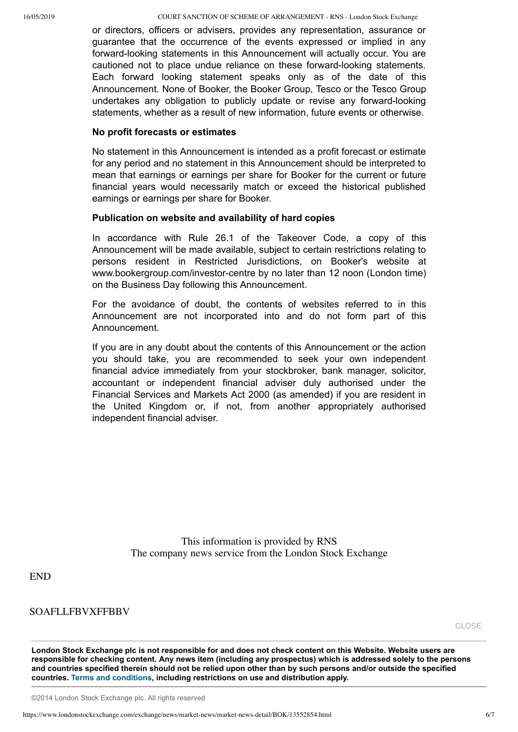or directors, officers or advisers, provides any representation, assurance or guarantee that the occurrence of the events expressed or implied in any forward-looking statements in this Announcement will actually occur. You are cautioned not to place undue reliance on these forward-looking statements. Each forward looking statement speaks only as of the date of this Announcement. None of Booker, the Booker Group, Tesco or the Tesco Group undertakes any obligation to publicly update or revise any forward-looking statements, whether as a result of new information, future events or otherwise.

**No profit forecasts or estimates**

No statement in this Announcement is intended as a profit forecast or estimate for any period and no statement in this Announcement should be interpreted to mean that earnings or earnings per share for Booker for the current or future financial years would necessarily match or exceed the historical published earnings or earnings per share for Booker.

**Publication on website and availability of hard copies**

In accordance with Rule 26.1 of the Takeover Code, a copy of this Announcement will be made available, subject to certain restrictions relating to persons resident in Restricted Jurisdictions, on Booker's website at www.bookergroup.com/investor-centre by no later than 12 noon (London time) on the Business Day following this Announcement.

For the avoidance of doubt, the contents of websites referred to in this Announcement are not incorporated into and do not form part of this Announcement.

If you are in any doubt about the contents of this Announcement or the action you should take, you are recommended to seek your own independent financial advice immediately from your stockbroker, bank manager, solicitor, accountant or independent financial adviser duly authorised under the Financial Services and Markets Act 2000 (as amended) if you are resident in the United Kingdom or, if not, from another appropriately authorised independent financial adviser.

This information is provided by RNS
The company news service from the London Stock Exchange

END

SOAFLLFBVXFFBBV

CLOSE

**London Stock Exchange plc is not responsible for and does not check content on this Website. Website users are responsible for checking content. Any news item (including any prospectus) which is addressed solely to the persons and countries specified therein should not be relied upon other than by such persons and/or outside the specified countries. Terms and conditions, including restrictions on use and distribution apply.**

©2014 London Stock Exchange plc. All rights reserved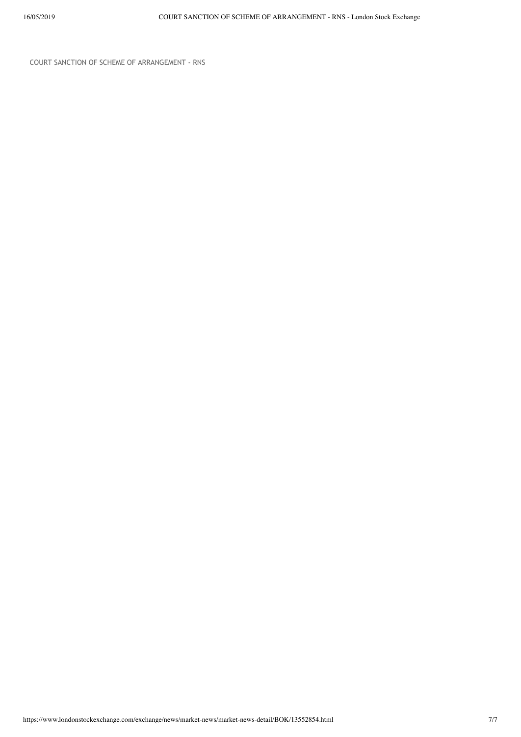COURT SANCTION OF SCHEME OF ARRANGEMENT - RNS